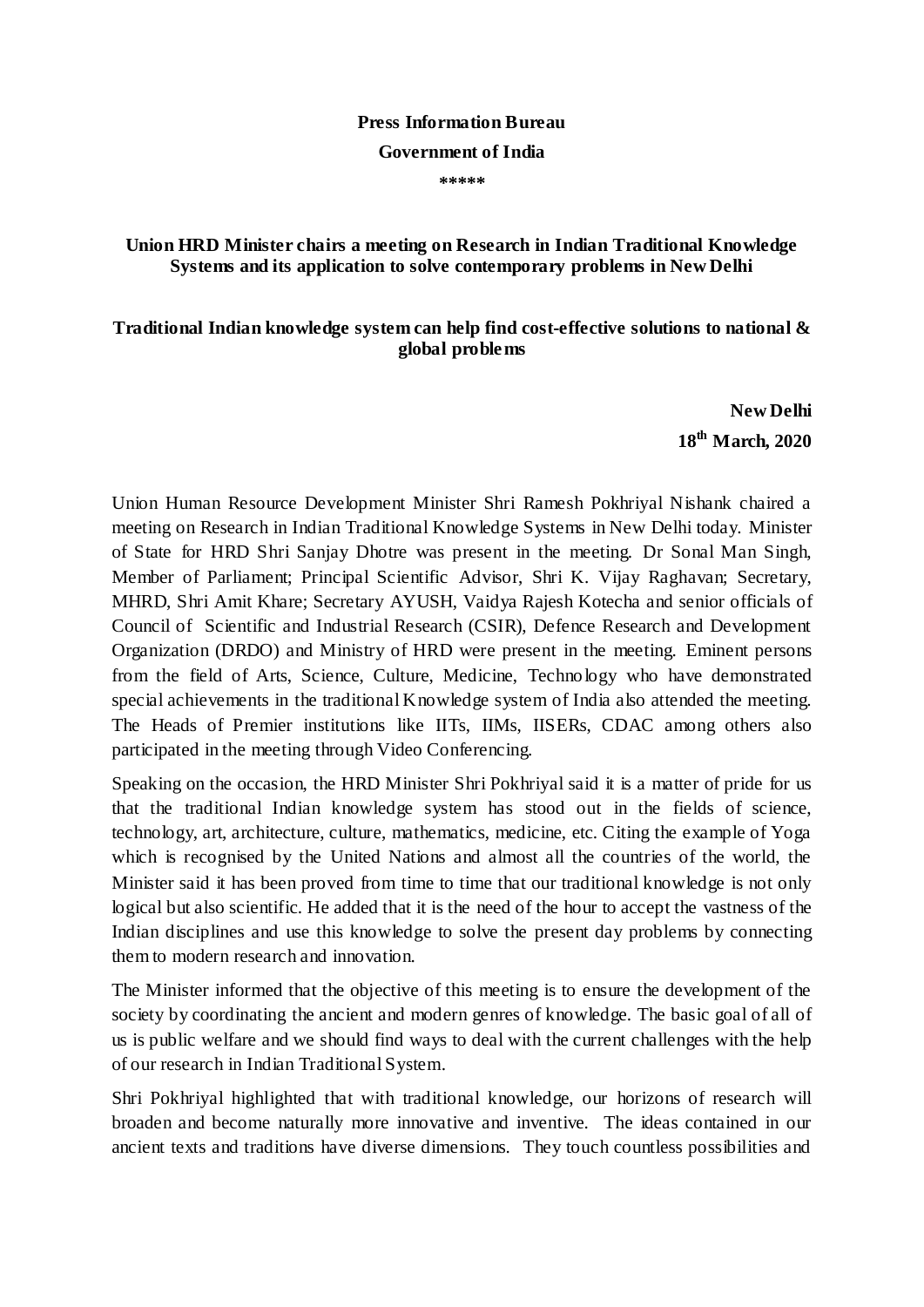**Press Information Bureau**

**Government of India**

**\*\*\*\*\***

## Union HRD Minister chairs a meeting on Research in Indian Traditional Knowledge Systems and its application to solve contemporary problems in New Delhi

### Traditional Indian knowledge system can help find cost-effective solutions to national & global problems

**New Delhi**

**18th March, 2020**

Union Human Resource Development Minister Shri Ramesh Pokhriyal Nishank chaired a meeting on Research in Indian Traditional Knowledge Systems in New Delhi today. Minister of State for HRD Shri Sanjay Dhotre was present in the meeting. Dr Sonal Man Singh, Member of Parliament; Principal Scientific Advisor, Shri K. Vijay Raghavan; Secretary, MHRD, Shri Amit Khare; Secretary AYUSH, Vaidya Rajesh Kotecha and senior officials of Council of Scientific and Industrial Research (CSIR), Defence Research and Development Organization (DRDO) and Ministry of HRD were present in the meeting. Eminent persons from the field of Arts, Science, Culture, Medicine, Technology who have demonstrated special achievements in the traditional Knowledge system of India also attended the meeting. The Heads of Premier institutions like IITs, IIMs, IISERs, CDAC among others also participated in the meeting through Video Conferencing.

Speaking on the occasion, the HRD Minister Shri Pokhriyal said it is a matter of pride for us that the traditional Indian knowledge system has stood out in the fields of science, technology, art, architecture, culture, mathematics, medicine, etc. Citing the example of Yoga which is recognised by the United Nations and almost all the countries of the world, the Minister said it has been proved from time to time that our traditional knowledge is not only logical but also scientific. He added that it is the need of the hour to accept the vastness of the Indian disciplines and use this knowledge to solve the present day problems by connecting them to modern research and innovation.

The Minister informed that the objective of this meeting is to ensure the development of the society by coordinating the ancient and modern genres of knowledge. The basic goal of all of us is public welfare and we should find ways to deal with the current challenges with the help of our research in Indian Traditional System.

Shri Pokhriyal highlighted that with traditional knowledge, our horizons of research will broaden and become naturally more innovative and inventive. The ideas contained in our ancient texts and traditions have diverse dimensions. They touch countless possibilities and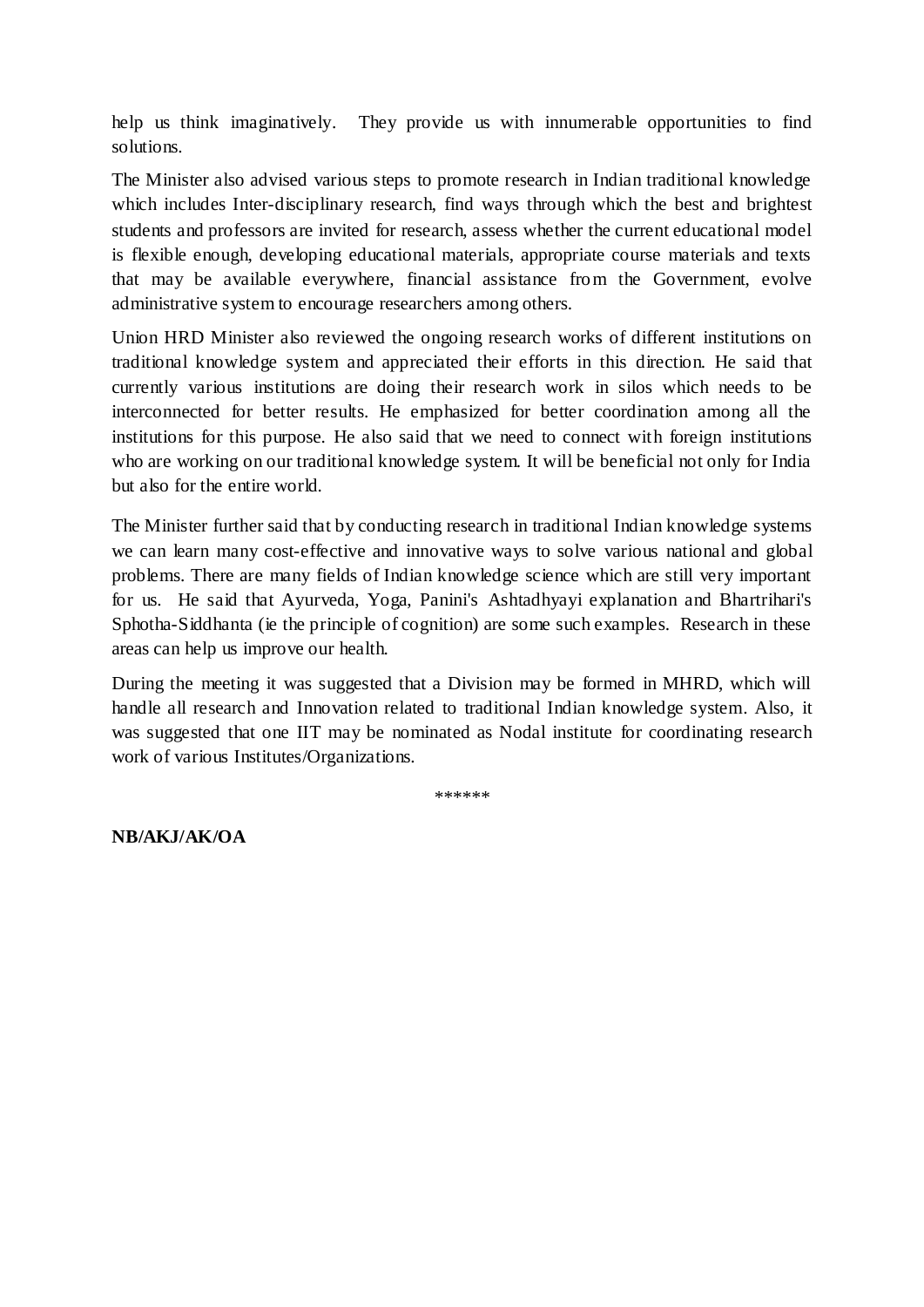help us think imaginatively. They provide us with innumerable opportunities to find solutions.

The Minister also advised various steps to promote research in Indian traditional knowledge which includes Inter-disciplinary research, find ways through which the best and brightest students and professors are invited for research, assess whether the current educational model is flexible enough, developing educational materials, appropriate course materials and texts that may be available everywhere, financial assistance from the Government, evolve administrative system to encourage researchers among others.

Union HRD Minister also reviewed the ongoing research works of different institutions on traditional knowledge system and appreciated their efforts in this direction. He said that currently various institutions are doing their research work in silos which needs to be interconnected for better results. He emphasized for better coordination among all the institutions for this purpose. He also said that we need to connect with foreign institutions who are working on our traditional knowledge system. It will be beneficial not only for India but also for the entire world.

The Minister further said that by conducting research in traditional Indian knowledge systems we can learn many cost-effective and innovative ways to solve various national and global problems. There are many fields of Indian knowledge science which are still very important for us. He said that Ayurveda, Yoga, Panini's Ashtadhyayi explanation and Bhartrihari's Sphotha-Siddhanta (ie the principle of cognition) are some such examples. Research in these areas can help us improve our health.

During the meeting it was suggested that a Division may be formed in MHRD, which will handle all research and Innovation related to traditional Indian knowledge system. Also, it was suggested that one IIT may be nominated as Nodal institute for coordinating research work of various Institutes/Organizations.

******

**NB/AKJ/AK/OA**